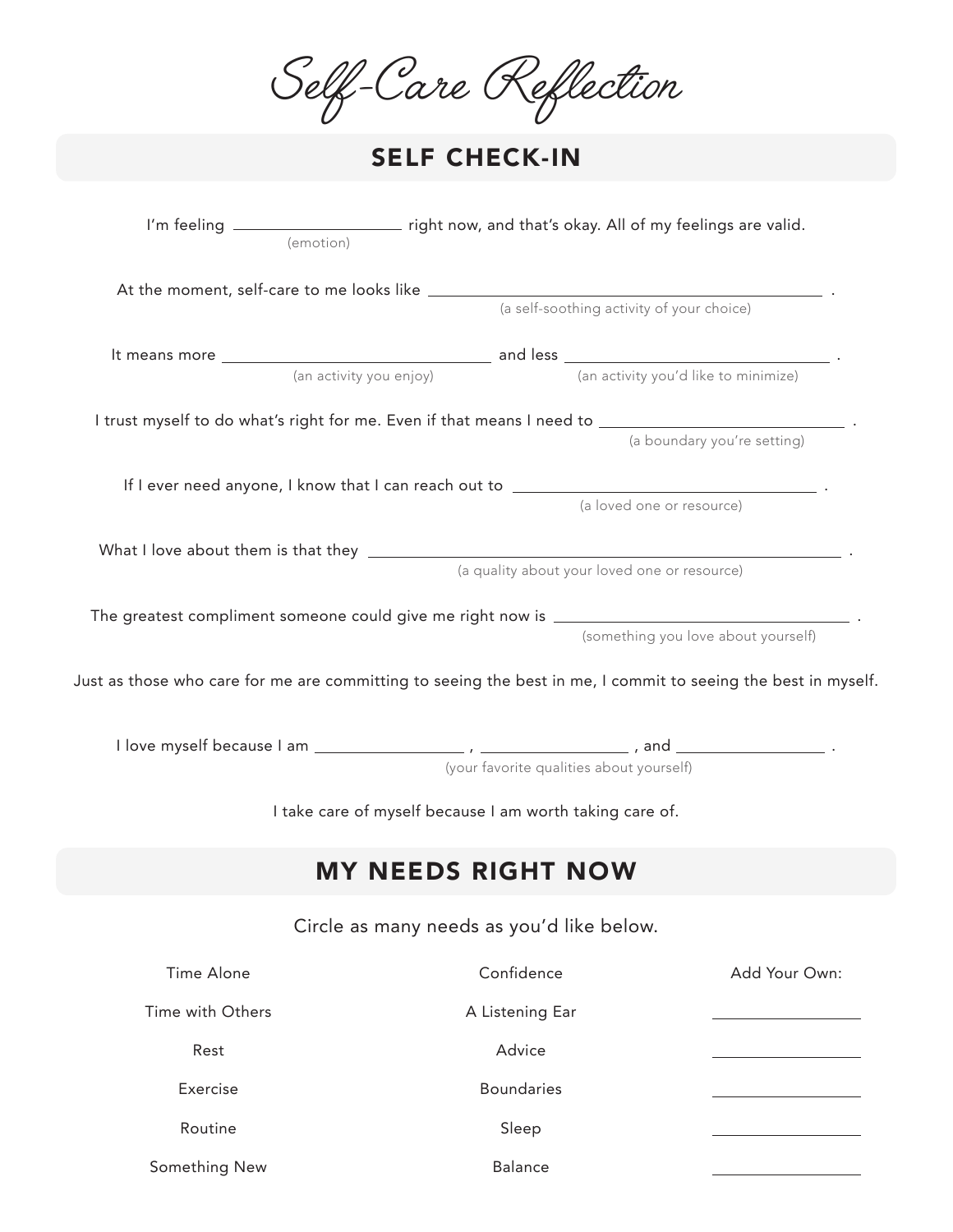# Self-Care Reflection

## SELF CHECK-IN

I'm feeling ____________________ right now, and that's okay. All of my feelings are valid.
(emotion)

At the moment, self-care to me looks like ________________________________________ .
(a self-soothing activity of your choice)

It means more ______________________________ and less ______________________________ .
(an activity you enjoy) (an activity you'd like to minimize)

I trust myself to do what's right for me. Even if that means I need to ______________________________ .
(a boundary you're setting)

If I ever need anyone, I know that I can reach out to ______________________________ .
(a loved one or resource)

What I love about them is that they ________________________________________ .
(a quality about your loved one or resource)

The greatest compliment someone could give me right now is ______________________________ .
(something you love about yourself)

Just as those who care for me are committing to seeing the best in me, I commit to seeing the best in myself.

I love myself because I am ________________ , ________________ , and ________________ .
(your favorite qualities about yourself)

I take care of myself because I am worth taking care of.

## MY NEEDS RIGHT NOW

Circle as many needs as you'd like below.

| | | Add Your Own: |
|---|---|---|
| Time Alone | Confidence | |
| Time with Others | A Listening Ear | ________________ |
| Rest | Advice | ________________ |
| Exercise | Boundaries | ________________ |
| Routine | Sleep | ________________ |
| Something New | Balance | ________________ |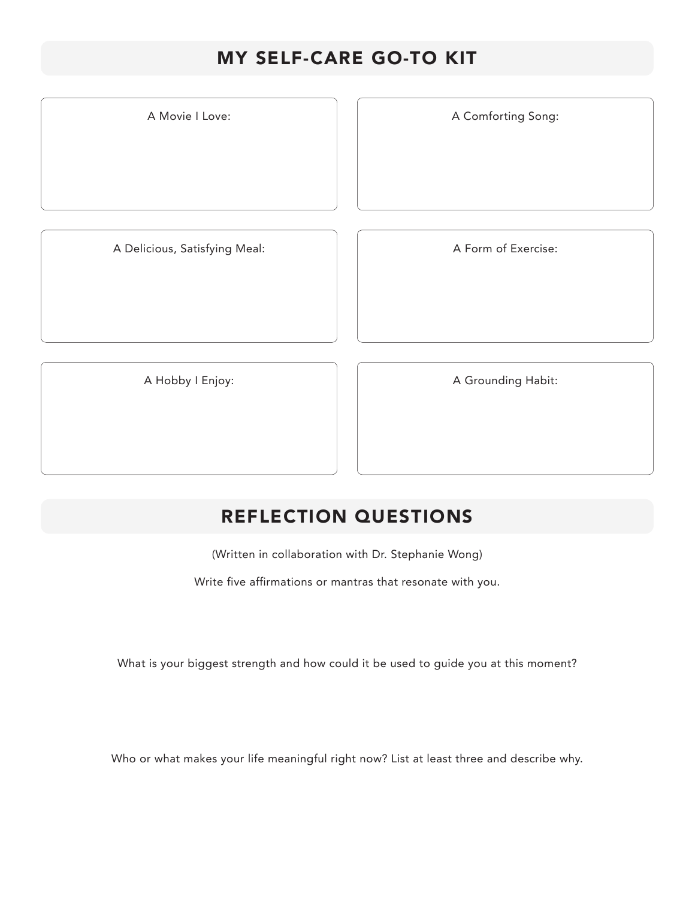## MY SELF-CARE GO-TO KIT

A Movie I Love:

A Comforting Song:

A Delicious, Satisfying Meal:

A Form of Exercise:

A Hobby I Enjoy:

A Grounding Habit:

## REFLECTION QUESTIONS

(Written in collaboration with Dr. Stephanie Wong)

Write five affirmations or mantras that resonate with you.

What is your biggest strength and how could it be used to guide you at this moment?

Who or what makes your life meaningful right now? List at least three and describe why.